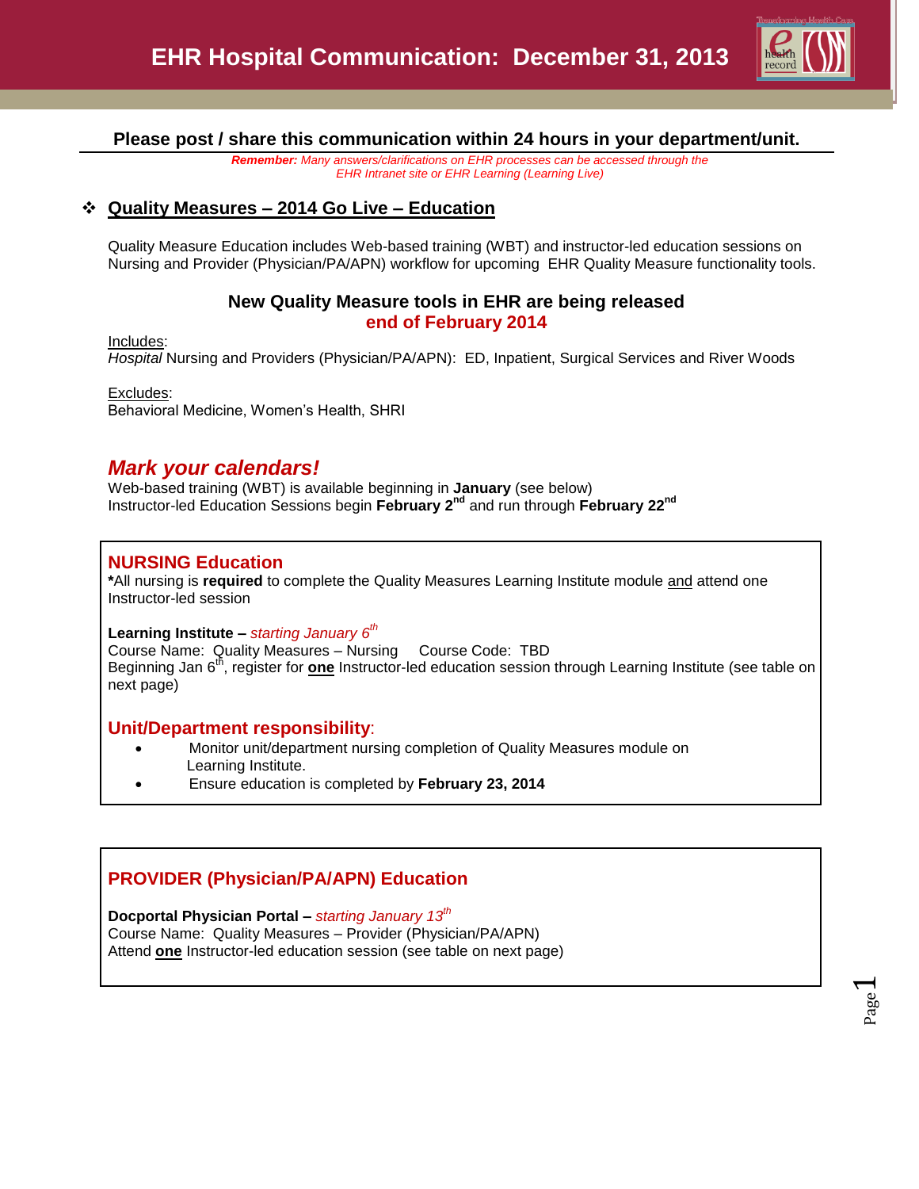# EHR Hospital Communication: December 31, 2013

**Please post / share this communication within 24 hours in your department/unit.**

***Remember:*** *Many answers/clarifications on EHR processes can be accessed through the EHR Intranet site or EHR Learning (Learning Live)*

## ❖ Quality Measures – 2014 Go Live – Education

Quality Measure Education includes Web-based training (WBT) and instructor-led education sessions on Nursing and Provider (Physician/PA/APN) workflow for upcoming EHR Quality Measure functionality tools.

### New Quality Measure tools in EHR are being released end of February 2014

Includes:
*Hospital* Nursing and Providers (Physician/PA/APN): ED, Inpatient, Surgical Services and River Woods

Excludes:
Behavioral Medicine, Women's Health, SHRI

## *Mark your calendars!*

Web-based training (WBT) is available beginning in **January** (see below)
Instructor-led Education Sessions begin **February 2nd** and run through **February 22nd**

### NURSING Education

***All nursing is required** to complete the Quality Measures Learning Institute module and attend one Instructor-led session

**Learning Institute –** *starting January 6th*
Course Name: Quality Measures – Nursing     Course Code: TBD
Beginning Jan 6th, register for **one** Instructor-led education session through Learning Institute (see table on next page)

### Unit/Department responsibility:

- Monitor unit/department nursing completion of Quality Measures module on Learning Institute.
- Ensure education is completed by **February 23, 2014**

### PROVIDER (Physician/PA/APN) Education

**Docportal Physician Portal –** *starting January 13th*
Course Name: Quality Measures – Provider (Physician/PA/APN)
Attend **one** Instructor-led education session (see table on next page)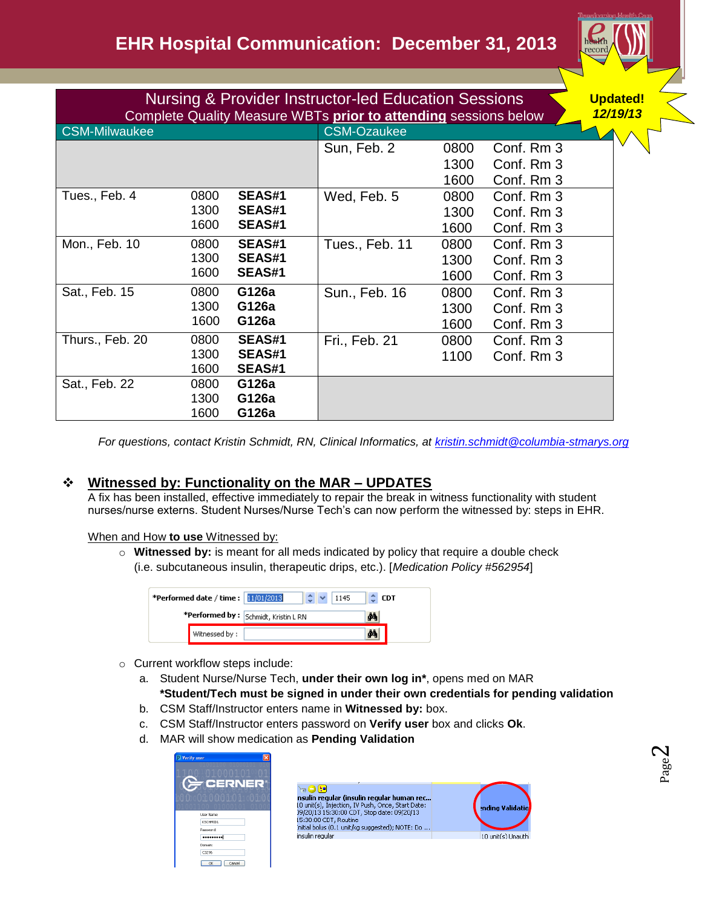# EHR Hospital Communication: December 31, 2013

**Updated! 12/19/13**

| Nursing & Provider Instructor-led Education Sessions<br>Complete Quality Measure WBTs **prior to attending** sessions below | | | | | |
|---|---|---|---|---|---|
| **CSM-Milwaukee** | | | **CSM-Ozaukee** | | |
| | | | Sun, Feb. 2 | 0800<br>1300<br>1600 | Conf. Rm 3<br>Conf. Rm 3<br>Conf. Rm 3 |
| Tues., Feb. 4 | 0800<br>1300<br>1600 | **SEAS#1**<br>**SEAS#1**<br>**SEAS#1** | Wed, Feb. 5 | 0800<br>1300<br>1600 | Conf. Rm 3<br>Conf. Rm 3<br>Conf. Rm 3 |
| Mon., Feb. 10 | 0800<br>1300<br>1600 | **SEAS#1**<br>**SEAS#1**<br>**SEAS#1** | Tues., Feb. 11 | 0800<br>1300<br>1600 | Conf. Rm 3<br>Conf. Rm 3<br>Conf. Rm 3 |
| Sat., Feb. 15 | 0800<br>1300<br>1600 | **G126a**<br>**G126a**<br>**G126a** | Sun., Feb. 16 | 0800<br>1300<br>1600 | Conf. Rm 3<br>Conf. Rm 3<br>Conf. Rm 3 |
| Thurs., Feb. 20 | 0800<br>1300<br>1600 | **SEAS#1**<br>**SEAS#1**<br>**SEAS#1** | Fri., Feb. 21 | 0800<br>1100 | Conf. Rm 3<br>Conf. Rm 3 |
| Sat., Feb. 22 | 0800<br>1300<br>1600 | **G126a**<br>**G126a**<br>**G126a** | | | |

*For questions, contact Kristin Schmidt, RN, Clinical Informatics, at kristin.schmidt@columbia-stmarys.org*

## ❖ Witnessed by: Functionality on the MAR – UPDATES

A fix has been installed, effective immediately to repair the break in witness functionality with student nurses/nurse externs. Student Nurses/Nurse Tech's can now perform the witnessed by: steps in EHR.

When and How **to use** Witnessed by:

- **Witnessed by:** is meant for all meds indicated by policy that require a double check (i.e. subcutaneous insulin, therapeutic drips, etc.). [*Medication Policy #562954*]

*Performed date / time : 11/01/2013 1145 CDT
*Performed by : Schmidt, Kristin L RN
Witnessed by :

- Current workflow steps include:
  a. Student Nurse/Nurse Tech, **under their own log in***, opens med on MAR
     ***Student/Tech must be signed in under their own credentials for pending validation**
  b. CSM Staff/Instructor enters name in **Witnessed by:** box.
  c. CSM Staff/Instructor enters password on **Verify user** box and clicks **Ok**.
  d. MAR will show medication as **Pending Validation**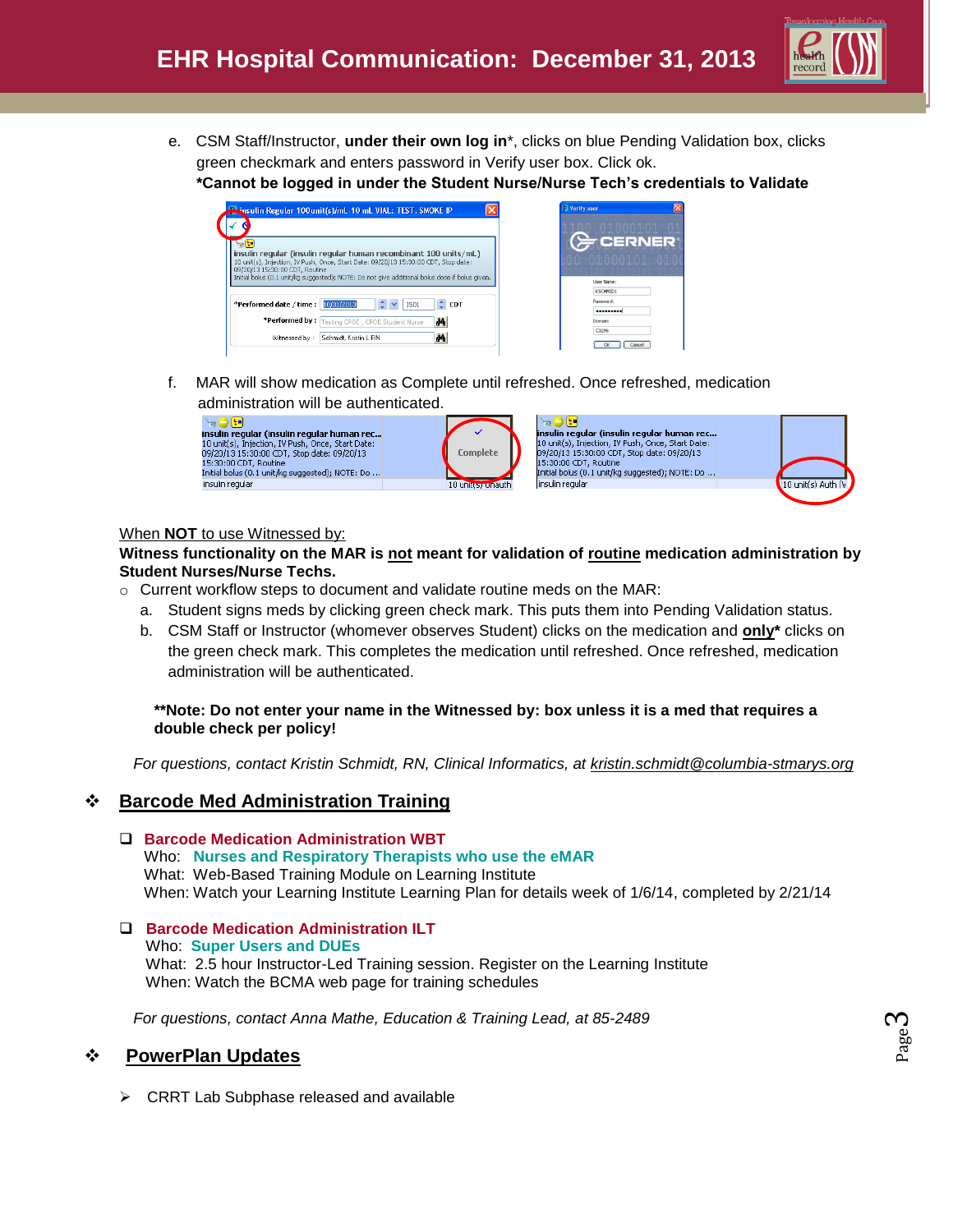e. CSM Staff/Instructor, **under their own log in***, clicks on blue Pending Validation box, clicks green checkmark and enters password in Verify user box. Click ok.
**\*Cannot be logged in under the Student Nurse/Nurse Tech's credentials to Validate**

f. MAR will show medication as Complete until refreshed. Once refreshed, medication administration will be authenticated.

<u>When **NOT** to use Witnessed by:</u>

**Witness functionality on the MAR is <u>not</u> meant for validation of <u>routine</u> medication administration by Student Nurses/Nurse Techs.**

- Current workflow steps to document and validate routine meds on the MAR:
  a. Student signs meds by clicking green check mark. This puts them into Pending Validation status.
  b. CSM Staff or Instructor (whomever observes Student) clicks on the medication and **<u>only</u>*** clicks on the green check mark. This completes the medication until refreshed. Once refreshed, medication administration will be authenticated.

**\*\*Note: Do not enter your name in the Witnessed by: box unless it is a med that requires a double check per policy!**

*For questions, contact Kristin Schmidt, RN, Clinical Informatics, at <u>kristin.schmidt@columbia-stmarys.org</u>*

## Barcode Med Administration Training

- **Barcode Medication Administration WBT**
  Who: **Nurses and Respiratory Therapists who use the eMAR**
  What: Web-Based Training Module on Learning Institute
  When: Watch your Learning Institute Learning Plan for details week of 1/6/14, completed by 2/21/14

- **Barcode Medication Administration ILT**
  Who: **Super Users and DUEs**
  What: 2.5 hour Instructor-Led Training session. Register on the Learning Institute
  When: Watch the BCMA web page for training schedules

*For questions, contact Anna Mathe, Education & Training Lead, at 85-2489*

## PowerPlan Updates

- CRRT Lab Subphase released and available